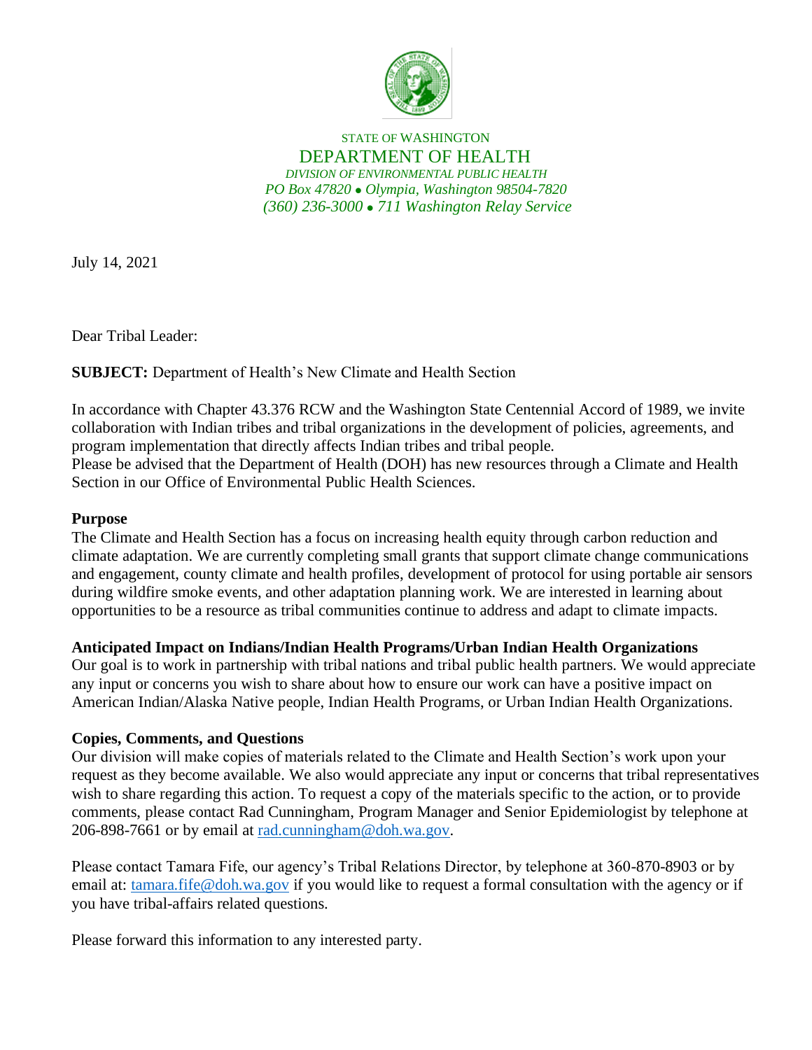STATE OF WASHINGTON

DEPARTMENT OF HEALTH

*DIVISION OF ENVIRONMENTAL PUBLIC HEALTH*

*PO Box 47820 • Olympia, Washington 98504-7820*

*(360) 236-3000 • 711 Washington Relay Service*

July 14, 2021

Dear Tribal Leader:

**SUBJECT:** Department of Health's New Climate and Health Section

In accordance with Chapter 43.376 RCW and the Washington State Centennial Accord of 1989, we invite collaboration with Indian tribes and tribal organizations in the development of policies, agreements, and program implementation that directly affects Indian tribes and tribal people.
Please be advised that the Department of Health (DOH) has new resources through a Climate and Health Section in our Office of Environmental Public Health Sciences.

**Purpose**

The Climate and Health Section has a focus on increasing health equity through carbon reduction and climate adaptation. We are currently completing small grants that support climate change communications and engagement, county climate and health profiles, development of protocol for using portable air sensors during wildfire smoke events, and other adaptation planning work. We are interested in learning about opportunities to be a resource as tribal communities continue to address and adapt to climate impacts.

**Anticipated Impact on Indians/Indian Health Programs/Urban Indian Health Organizations**

Our goal is to work in partnership with tribal nations and tribal public health partners. We would appreciate any input or concerns you wish to share about how to ensure our work can have a positive impact on American Indian/Alaska Native people, Indian Health Programs, or Urban Indian Health Organizations.

**Copies, Comments, and Questions**

Our division will make copies of materials related to the Climate and Health Section's work upon your request as they become available. We also would appreciate any input or concerns that tribal representatives wish to share regarding this action. To request a copy of the materials specific to the action, or to provide comments, please contact Rad Cunningham, Program Manager and Senior Epidemiologist by telephone at 206-898-7661 or by email at rad.cunningham@doh.wa.gov.

Please contact Tamara Fife, our agency's Tribal Relations Director, by telephone at 360-870-8903 or by email at: tamara.fife@doh.wa.gov if you would like to request a formal consultation with the agency or if you have tribal-affairs related questions.

Please forward this information to any interested party.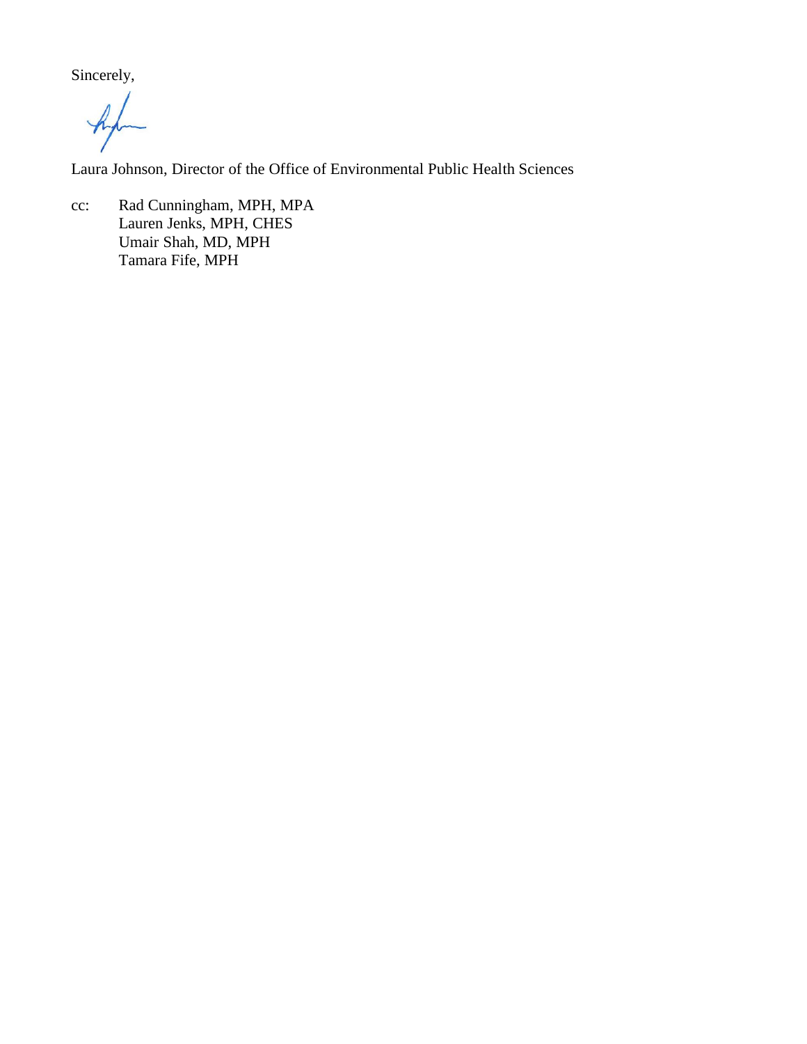Sincerely,

Laura Johnson, Director of the Office of Environmental Public Health Sciences

cc: Rad Cunningham, MPH, MPA
Lauren Jenks, MPH, CHES
Umair Shah, MD, MPH
Tamara Fife, MPH